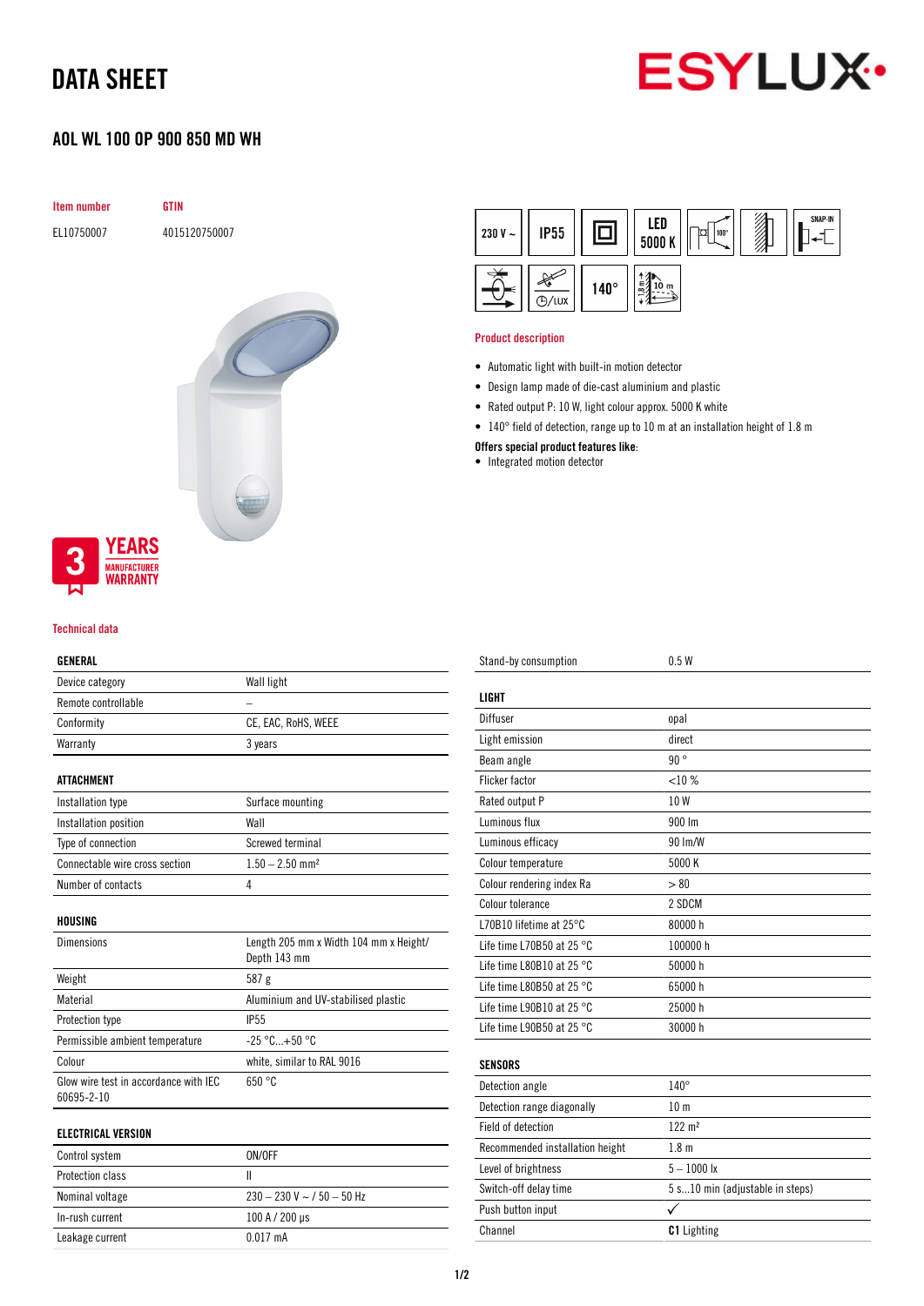# DATA SHEET

## AOL WL 100 OP 900 850 MD WH

| Item number | GTIN |
|---|---|
| EL10750007 | 4015120750007 |

3 YEARS MANUFACTURER WARRANTY

### Product description

- Automatic light with built-in motion detector
- Design lamp made of die-cast aluminium and plastic
- Rated output P: 10 W, light colour approx. 5000 K white
- 140° field of detection, range up to 10 m at an installation height of 1.8 m

**Offers special product features like:**

- Integrated motion detector

### Technical data

| GENERAL | |
|---|---|
| Device category | Wall light |
| Remote controllable | – |
| Conformity | CE, EAC, RoHS, WEEE |
| Warranty | 3 years |

| ATTACHMENT | |
|---|---|
| Installation type | Surface mounting |
| Installation position | Wall |
| Type of connection | Screwed terminal |
| Connectable wire cross section | 1.50 – 2.50 mm² |
| Number of contacts | 4 |

| HOUSING | |
|---|---|
| Dimensions | Length 205 mm x Width 104 mm x Height/ Depth 143 mm |
| Weight | 587 g |
| Material | Aluminium and UV-stabilised plastic |
| Protection type | IP55 |
| Permissible ambient temperature | -25 °C...+50 °C |
| Colour | white, similar to RAL 9016 |
| Glow wire test in accordance with IEC 60695-2-10 | 650 °C |

| ELECTRICAL VERSION | |
|---|---|
| Control system | ON/OFF |
| Protection class | II |
| Nominal voltage | 230 – 230 V ~ / 50 – 50 Hz |
| In-rush current | 100 A / 200 µs |
| Leakage current | 0.017 mA |
| Stand-by consumption | 0.5 W |

| LIGHT | |
|---|---|
| Diffuser | opal |
| Light emission | direct |
| Beam angle | 90 ° |
| Flicker factor | <10 % |
| Rated output P | 10 W |
| Luminous flux | 900 lm |
| Luminous efficacy | 90 lm/W |
| Colour temperature | 5000 K |
| Colour rendering index Ra | > 80 |
| Colour tolerance | 2 SDCM |
| L70B10 lifetime at 25°C | 80000 h |
| Life time L70B50 at 25 °C | 100000 h |
| Life time L80B10 at 25 °C | 50000 h |
| Life time L80B50 at 25 °C | 65000 h |
| Life time L90B10 at 25 °C | 25000 h |
| Life time L90B50 at 25 °C | 30000 h |

| SENSORS | |
|---|---|
| Detection angle | 140° |
| Detection range diagonally | 10 m |
| Field of detection | 122 m² |
| Recommended installation height | 1.8 m |
| Level of brightness | 5 – 1000 lx |
| Switch-off delay time | 5 s...10 min (adjustable in steps) |
| Push button input | ✓ |
| Channel | **C1** Lighting |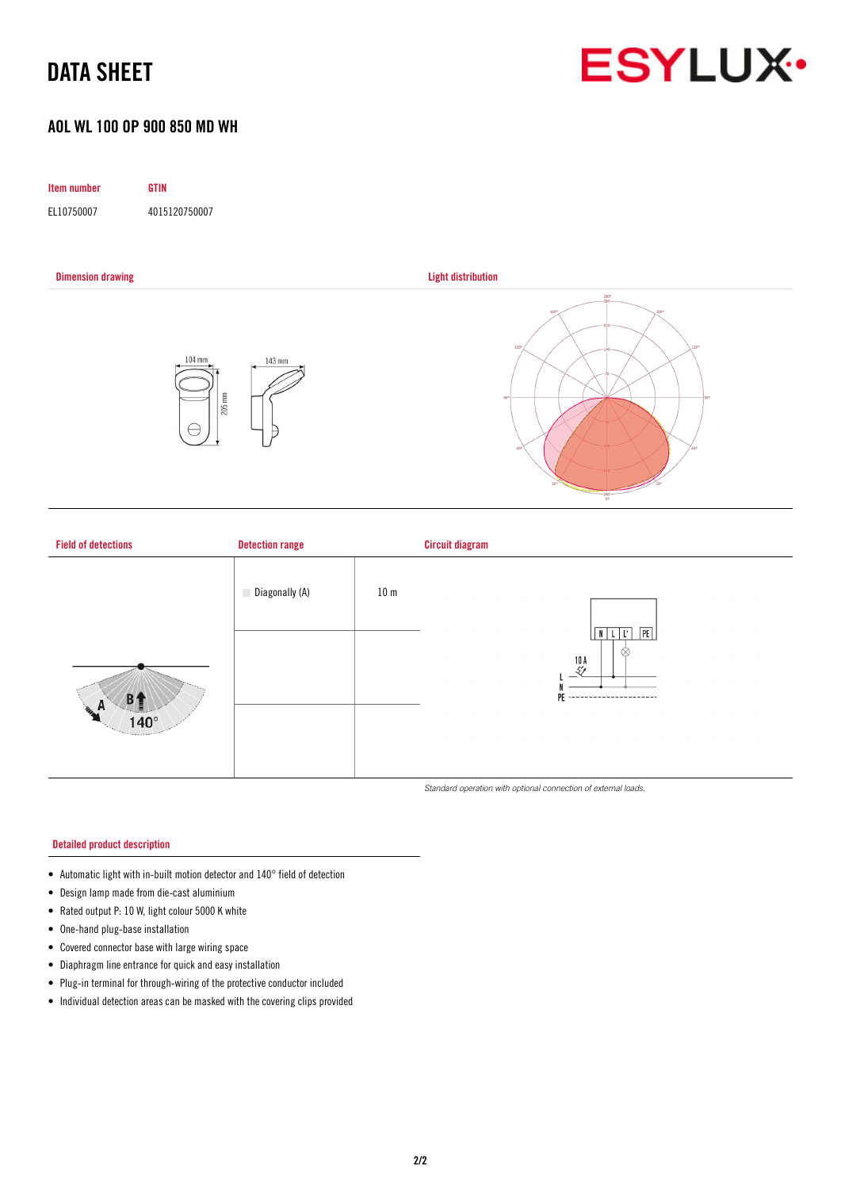# DATA SHEET

ESYLUX

## AOL WL 100 OP 900 850 MD WH

| Item number | GTIN |
|---|---|
| EL10750007 | 4015120750007 |

### Dimension drawing

104 mm
143 mm
205 mm

### Light distribution

### Field of detections

A
B
140°

### Detection range

| | |
|---|---|
| Diagonally (A) | 10 m |

### Circuit diagram

N L L' PE
10 A
L
N
PE

*Standard operation with optional connection of external loads.*

### Detailed product description

- Automatic light with in-built motion detector and 140° field of detection
- Design lamp made from die-cast aluminium
- Rated output P: 10 W, light colour 5000 K white
- One-hand plug-base installation
- Covered connector base with large wiring space
- Diaphragm line entrance for quick and easy installation
- Plug-in terminal for through-wiring of the protective conductor included
- Individual detection areas can be masked with the covering clips provided